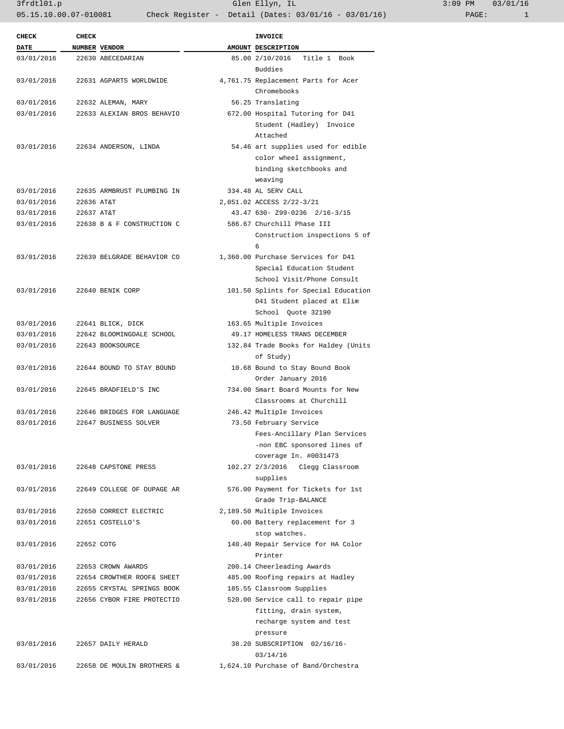| CHECK DATE | CHECK NUMBER | VENDOR | AMOUNT | INVOICE DESCRIPTION |
|---|---|---|---|---|
| 03/01/2016 | 22630 | ABECEDARIAN | 85.00 | 2/10/2016 Title 1 Book Buddies |
| 03/01/2016 | 22631 | AGPARTS WORLDWIDE | 4,761.75 | Replacement Parts for Acer Chromebooks |
| 03/01/2016 | 22632 | ALEMAN, MARY | 56.25 | Translating |
| 03/01/2016 | 22633 | ALEXIAN BROS BEHAVIO | 672.00 | Hospital Tutoring for D41 Student (Hadley) Invoice Attached |
| 03/01/2016 | 22634 | ANDERSON, LINDA | 54.46 | art supplies used for edible color wheel assignment, binding sketchbooks and weaving |
| 03/01/2016 | 22635 | ARMBRUST PLUMBING IN | 334.48 | AL SERV CALL |
| 03/01/2016 | 22636 | AT&T | 2,051.02 | ACCESS 2/22-3/21 |
| 03/01/2016 | 22637 | AT&T | 43.47 | 630- Z99-0236 2/16-3/15 |
| 03/01/2016 | 22638 | B & F CONSTRUCTION C | 586.67 | Churchill Phase III Construction inspections 5 of 6 |
| 03/01/2016 | 22639 | BELGRADE BEHAVIOR CO | 1,360.00 | Purchase Services for D41 Special Education Student School Visit/Phone Consult |
| 03/01/2016 | 22640 | BENIK CORP | 101.50 | Splints for Special Education D41 Student placed at Elim School Quote 32190 |
| 03/01/2016 | 22641 | BLICK, DICK | 163.65 | Multiple Invoices |
| 03/01/2016 | 22642 | BLOOMINGDALE SCHOOL | 49.17 | HOMELESS TRANS DECEMBER |
| 03/01/2016 | 22643 | BOOKSOURCE | 132.84 | Trade Books for Haldey (Units of Study) |
| 03/01/2016 | 22644 | BOUND TO STAY BOUND | 10.68 | Bound to Stay Bound Book Order January 2016 |
| 03/01/2016 | 22645 | BRADFIELD'S INC | 734.00 | Smart Board Mounts for New Classrooms at Churchill |
| 03/01/2016 | 22646 | BRIDGES FOR LANGUAGE | 246.42 | Multiple Invoices |
| 03/01/2016 | 22647 | BUSINESS SOLVER | 73.50 | February Service Fees-Ancillary Plan Services -non EBC sponsored lines of coverage In. #0031473 |
| 03/01/2016 | 22648 | CAPSTONE PRESS | 102.27 | 2/3/2016 Clegg Classroom supplies |
| 03/01/2016 | 22649 | COLLEGE OF DUPAGE AR | 576.00 | Payment for Tickets for 1st Grade Trip-BALANCE |
| 03/01/2016 | 22650 | CORRECT ELECTRIC | 2,189.50 | Multiple Invoices |
| 03/01/2016 | 22651 | COSTELLO'S | 60.00 | Battery replacement for 3 stop watches. |
| 03/01/2016 | 22652 | COTG | 140.40 | Repair Service for HA Color Printer |
| 03/01/2016 | 22653 | CROWN AWARDS | 200.14 | Cheerleading Awards |
| 03/01/2016 | 22654 | CROWTHER ROOF& SHEET | 485.00 | Roofing repairs at Hadley |
| 03/01/2016 | 22655 | CRYSTAL SPRINGS BOOK | 185.55 | Classroom Supplies |
| 03/01/2016 | 22656 | CYBOR FIRE PROTECTIO | 520.00 | Service call to repair pipe fitting, drain system, recharge system and test pressure |
| 03/01/2016 | 22657 | DAILY HERALD | 38.20 | SUBSCRIPTION 02/16/16- 03/14/16 |
| 03/01/2016 | 22658 | DE MOULIN BROTHERS & | 1,624.10 | Purchase of Band/Orchestra |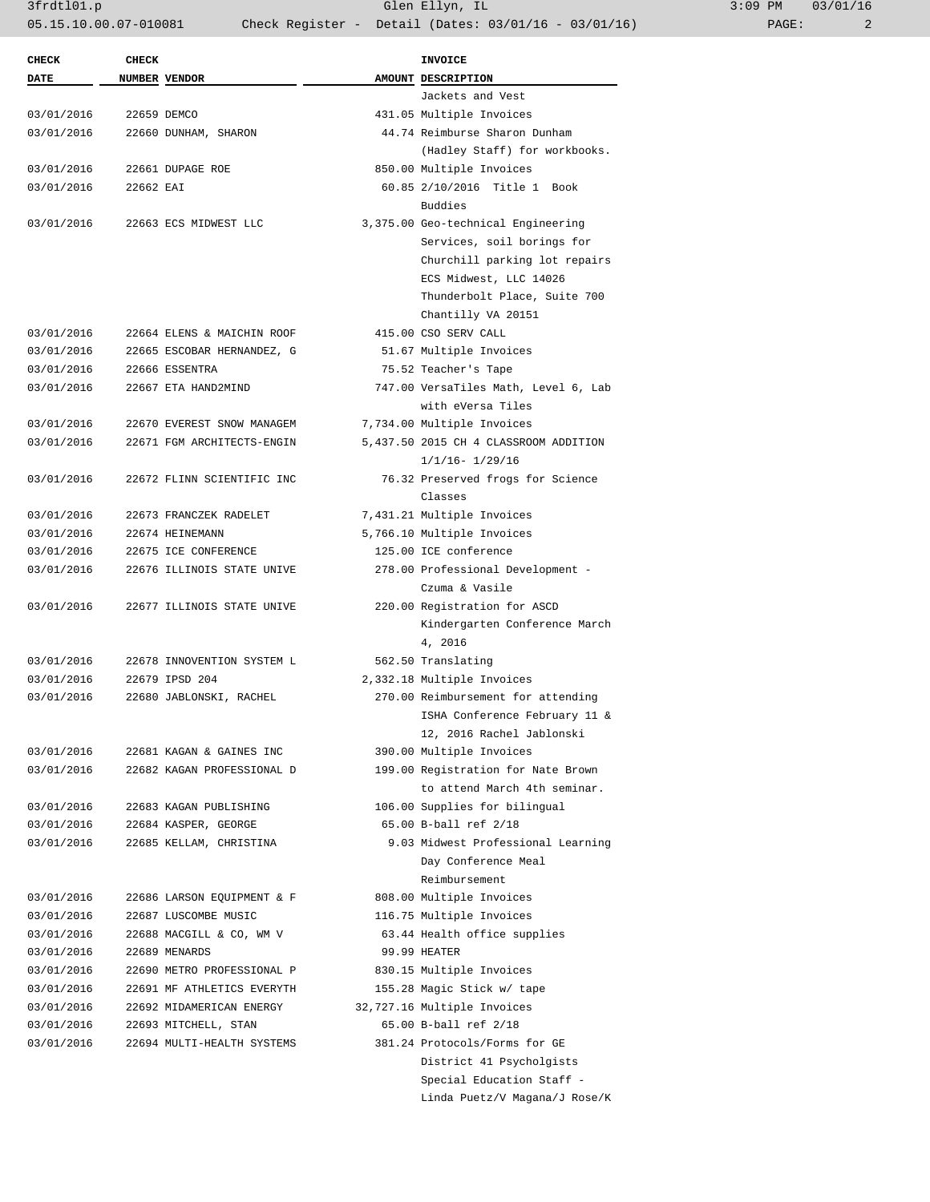| CHECK DATE | CHECK NUMBER | VENDOR | AMOUNT | INVOICE DESCRIPTION |
|---|---|---|---|---|
| | | | | Jackets and Vest |
| 03/01/2016 | 22659 | DEMCO | 431.05 | Multiple Invoices |
| 03/01/2016 | 22660 | DUNHAM, SHARON | 44.74 | Reimburse Sharon Dunham (Hadley Staff) for workbooks. |
| 03/01/2016 | 22661 | DUPAGE ROE | 850.00 | Multiple Invoices |
| 03/01/2016 | 22662 | EAI | 60.85 | 2/10/2016 Title 1 Book Buddies |
| 03/01/2016 | 22663 | ECS MIDWEST LLC | 3,375.00 | Geo-technical Engineering Services, soil borings for Churchill parking lot repairs ECS Midwest, LLC 14026 Thunderbolt Place, Suite 700 Chantilly VA 20151 |
| 03/01/2016 | 22664 | ELENS & MAICHIN ROOF | 415.00 | CSO SERV CALL |
| 03/01/2016 | 22665 | ESCOBAR HERNANDEZ, G | 51.67 | Multiple Invoices |
| 03/01/2016 | 22666 | ESSENTRA | 75.52 | Teacher's Tape |
| 03/01/2016 | 22667 | ETA HAND2MIND | 747.00 | VersaTiles Math, Level 6, Lab with eVersa Tiles |
| 03/01/2016 | 22670 | EVEREST SNOW MANAGEM | 7,734.00 | Multiple Invoices |
| 03/01/2016 | 22671 | FGM ARCHITECTS-ENGIN | 5,437.50 | 2015 CH 4 CLASSROOM ADDITION 1/1/16- 1/29/16 |
| 03/01/2016 | 22672 | FLINN SCIENTIFIC INC | 76.32 | Preserved frogs for Science Classes |
| 03/01/2016 | 22673 | FRANCZEK RADELET | 7,431.21 | Multiple Invoices |
| 03/01/2016 | 22674 | HEINEMANN | 5,766.10 | Multiple Invoices |
| 03/01/2016 | 22675 | ICE CONFERENCE | 125.00 | ICE conference |
| 03/01/2016 | 22676 | ILLINOIS STATE UNIVE | 278.00 | Professional Development - Czuma & Vasile |
| 03/01/2016 | 22677 | ILLINOIS STATE UNIVE | 220.00 | Registration for ASCD Kindergarten Conference March 4, 2016 |
| 03/01/2016 | 22678 | INNOVENTION SYSTEM L | 562.50 | Translating |
| 03/01/2016 | 22679 | IPSD 204 | 2,332.18 | Multiple Invoices |
| 03/01/2016 | 22680 | JABLONSKI, RACHEL | 270.00 | Reimbursement for attending ISHA Conference February 11 & 12, 2016 Rachel Jablonski |
| 03/01/2016 | 22681 | KAGAN & GAINES INC | 390.00 | Multiple Invoices |
| 03/01/2016 | 22682 | KAGAN PROFESSIONAL D | 199.00 | Registration for Nate Brown to attend March 4th seminar. |
| 03/01/2016 | 22683 | KAGAN PUBLISHING | 106.00 | Supplies for bilingual |
| 03/01/2016 | 22684 | KASPER, GEORGE | 65.00 | B-ball ref 2/18 |
| 03/01/2016 | 22685 | KELLAM, CHRISTINA | 9.03 | Midwest Professional Learning Day Conference Meal Reimbursement |
| 03/01/2016 | 22686 | LARSON EQUIPMENT & F | 808.00 | Multiple Invoices |
| 03/01/2016 | 22687 | LUSCOMBE MUSIC | 116.75 | Multiple Invoices |
| 03/01/2016 | 22688 | MACGILL & CO, WM V | 63.44 | Health office supplies |
| 03/01/2016 | 22689 | MENARDS | 99.99 | HEATER |
| 03/01/2016 | 22690 | METRO PROFESSIONAL P | 830.15 | Multiple Invoices |
| 03/01/2016 | 22691 | MF ATHLETICS EVERYTH | 155.28 | Magic Stick w/ tape |
| 03/01/2016 | 22692 | MIDAMERICAN ENERGY | 32,727.16 | Multiple Invoices |
| 03/01/2016 | 22693 | MITCHELL, STAN | 65.00 | B-ball ref 2/18 |
| 03/01/2016 | 22694 | MULTI-HEALTH SYSTEMS | 381.24 | Protocols/Forms for GE District 41 Psycholgists Special Education Staff - Linda Puetz/V Magana/J Rose/K |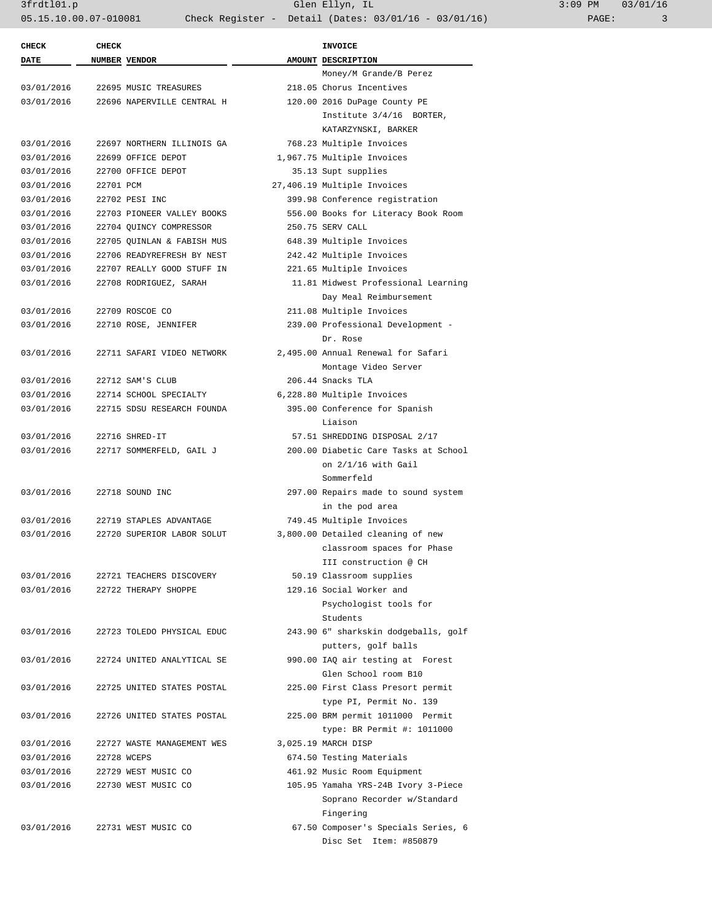| CHECK DATE | CHECK NUMBER | VENDOR | AMOUNT | INVOICE DESCRIPTION |
|---|---|---|---|---|
| | | | | Money/M Grande/B Perez |
| 03/01/2016 | 22695 | MUSIC TREASURES | 218.05 | Chorus Incentives |
| 03/01/2016 | 22696 | NAPERVILLE CENTRAL H | 120.00 | 2016 DuPage County PE Institute 3/4/16 BORTER, KATARZYNSKI, BARKER |
| 03/01/2016 | 22697 | NORTHERN ILLINOIS GA | 768.23 | Multiple Invoices |
| 03/01/2016 | 22699 | OFFICE DEPOT | 1,967.75 | Multiple Invoices |
| 03/01/2016 | 22700 | OFFICE DEPOT | 35.13 | Supt supplies |
| 03/01/2016 | 22701 | PCM | 27,406.19 | Multiple Invoices |
| 03/01/2016 | 22702 | PESI INC | 399.98 | Conference registration |
| 03/01/2016 | 22703 | PIONEER VALLEY BOOKS | 556.00 | Books for Literacy Book Room |
| 03/01/2016 | 22704 | QUINCY COMPRESSOR | 250.75 | SERV CALL |
| 03/01/2016 | 22705 | QUINLAN & FABISH MUS | 648.39 | Multiple Invoices |
| 03/01/2016 | 22706 | READYREFRESH BY NEST | 242.42 | Multiple Invoices |
| 03/01/2016 | 22707 | REALLY GOOD STUFF IN | 221.65 | Multiple Invoices |
| 03/01/2016 | 22708 | RODRIGUEZ, SARAH | 11.81 | Midwest Professional Learning Day Meal Reimbursement |
| 03/01/2016 | 22709 | ROSCOE CO | 211.08 | Multiple Invoices |
| 03/01/2016 | 22710 | ROSE, JENNIFER | 239.00 | Professional Development - Dr. Rose |
| 03/01/2016 | 22711 | SAFARI VIDEO NETWORK | 2,495.00 | Annual Renewal for Safari Montage Video Server |
| 03/01/2016 | 22712 | SAM'S CLUB | 206.44 | Snacks TLA |
| 03/01/2016 | 22714 | SCHOOL SPECIALTY | 6,228.80 | Multiple Invoices |
| 03/01/2016 | 22715 | SDSU RESEARCH FOUNDA | 395.00 | Conference for Spanish Liaison |
| 03/01/2016 | 22716 | SHRED-IT | 57.51 | SHREDDING DISPOSAL 2/17 |
| 03/01/2016 | 22717 | SOMMERFELD, GAIL J | 200.00 | Diabetic Care Tasks at School on 2/1/16 with Gail Sommerfeld |
| 03/01/2016 | 22718 | SOUND INC | 297.00 | Repairs made to sound system in the pod area |
| 03/01/2016 | 22719 | STAPLES ADVANTAGE | 749.45 | Multiple Invoices |
| 03/01/2016 | 22720 | SUPERIOR LABOR SOLUT | 3,800.00 | Detailed cleaning of new classroom spaces for Phase III construction @ CH |
| 03/01/2016 | 22721 | TEACHERS DISCOVERY | 50.19 | Classroom supplies |
| 03/01/2016 | 22722 | THERAPY SHOPPE | 129.16 | Social Worker and Psychologist tools for Students |
| 03/01/2016 | 22723 | TOLEDO PHYSICAL EDUC | 243.90 | 6" sharkskin dodgeballs, golf putters, golf balls |
| 03/01/2016 | 22724 | UNITED ANALYTICAL SE | 990.00 | IAQ air testing at Forest Glen School room B10 |
| 03/01/2016 | 22725 | UNITED STATES POSTAL | 225.00 | First Class Presort permit type PI, Permit No. 139 |
| 03/01/2016 | 22726 | UNITED STATES POSTAL | 225.00 | BRM permit 1011000 Permit type: BR Permit #: 1011000 |
| 03/01/2016 | 22727 | WASTE MANAGEMENT WES | 3,025.19 | MARCH DISP |
| 03/01/2016 | 22728 | WCEPS | 674.50 | Testing Materials |
| 03/01/2016 | 22729 | WEST MUSIC CO | 461.92 | Music Room Equipment |
| 03/01/2016 | 22730 | WEST MUSIC CO | 105.95 | Yamaha YRS-24B Ivory 3-Piece Soprano Recorder w/Standard Fingering |
| 03/01/2016 | 22731 | WEST MUSIC CO | 67.50 | Composer's Specials Series, 6 Disc Set Item: #850879 |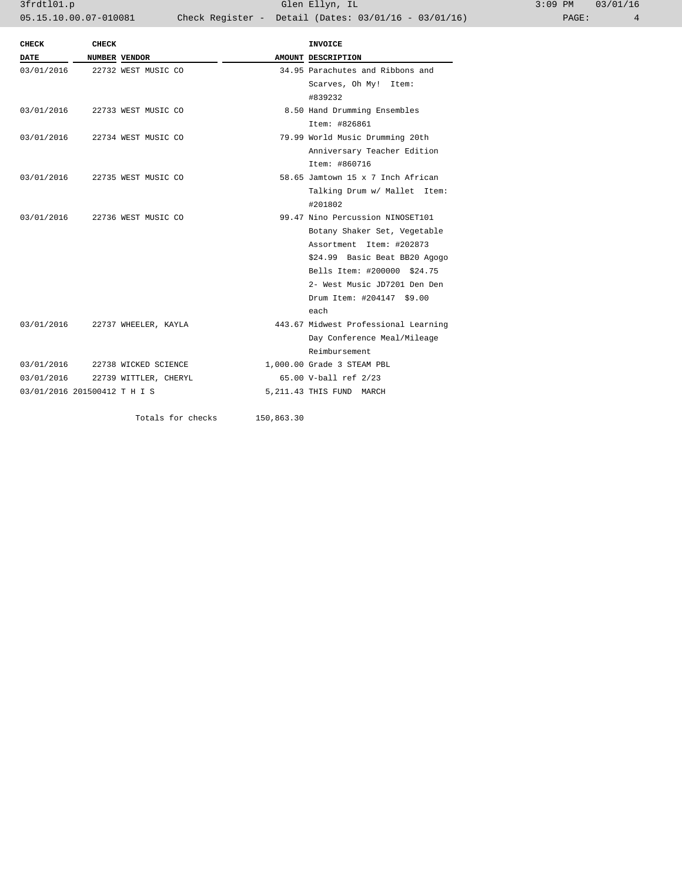| CHECK DATE | CHECK NUMBER | VENDOR | AMOUNT | INVOICE DESCRIPTION |
|---|---|---|---|---|
| 03/01/2016 | 22732 | WEST MUSIC CO | 34.95 | Parachutes and Ribbons and Scarves, Oh My! Item: #839232 |
| 03/01/2016 | 22733 | WEST MUSIC CO | 8.50 | Hand Drumming Ensembles Item: #826861 |
| 03/01/2016 | 22734 | WEST MUSIC CO | 79.99 | World Music Drumming 20th Anniversary Teacher Edition Item: #860716 |
| 03/01/2016 | 22735 | WEST MUSIC CO | 58.65 | Jamtown 15 x 7 Inch African Talking Drum w/ Mallet Item: #201802 |
| 03/01/2016 | 22736 | WEST MUSIC CO | 99.47 | Nino Percussion NINOSET101 Botany Shaker Set, Vegetable Assortment Item: #202873 $24.99 Basic Beat BB20 Agogo Bells Item: #200000 $24.75 2- West Music JD7201 Den Den Drum Item: #204147 $9.00 each |
| 03/01/2016 | 22737 | WHEELER, KAYLA | 443.67 | Midwest Professional Learning Day Conference Meal/Mileage Reimbursement |
| 03/01/2016 | 22738 | WICKED SCIENCE | 1,000.00 | Grade 3 STEAM PBL |
| 03/01/2016 | 22739 | WITTLER, CHERYL | 65.00 | V-ball ref 2/23 |
| 03/01/2016 | 201500412 | T H I S | 5,211.43 | THIS FUND MARCH |
| | | Totals for checks | 150,863.30 | |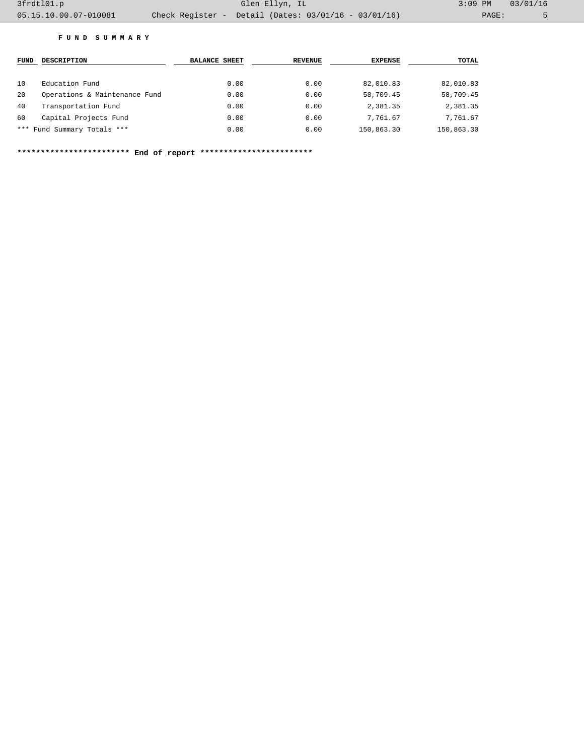**F U N D   S U M M A R Y**

| FUND | DESCRIPTION | BALANCE SHEET | REVENUE | EXPENSE | TOTAL |
|---|---|---|---|---|---|
| 10 | Education Fund | 0.00 | 0.00 | 82,010.83 | 82,010.83 |
| 20 | Operations & Maintenance Fund | 0.00 | 0.00 | 58,709.45 | 58,709.45 |
| 40 | Transportation Fund | 0.00 | 0.00 | 2,381.35 | 2,381.35 |
| 60 | Capital Projects Fund | 0.00 | 0.00 | 7,761.67 | 7,761.67 |
| *** Fund Summary Totals *** | | 0.00 | 0.00 | 150,863.30 | 150,863.30 |

************************ **End of report** ************************